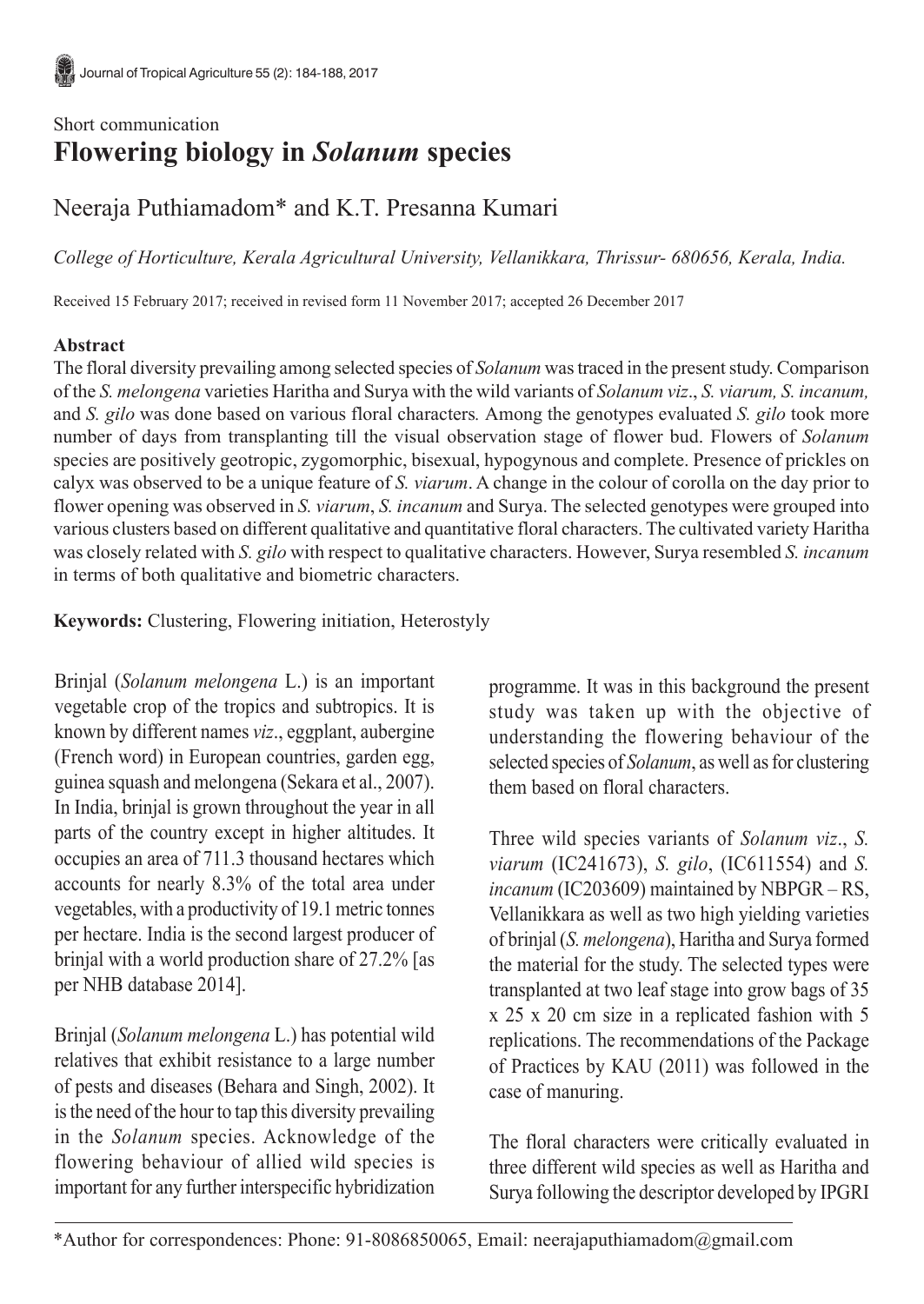Short communication

# Flowering biology in *Solanum* species

Neeraja Puthiamadom* and K.T. Presanna Kumari

*College of Horticulture, Kerala Agricultural University, Vellanikkara, Thrissur- 680656, Kerala, India.*

Received 15 February 2017; received in revised form 11 November 2017; accepted 26 December 2017

## Abstract

The floral diversity prevailing among selected species of *Solanum* was traced in the present study. Comparison of the *S. melongena* varieties Haritha and Surya with the wild variants of *Solanum viz*., *S. viarum, S. incanum,* and *S. gilo* was done based on various floral characters*.* Among the genotypes evaluated *S. gilo* took more number of days from transplanting till the visual observation stage of flower bud. Flowers of *Solanum* species are positively geotropic, zygomorphic, bisexual, hypogynous and complete. Presence of prickles on calyx was observed to be a unique feature of *S. viarum*. A change in the colour of corolla on the day prior to flower opening was observed in *S. viarum*, *S. incanum* and Surya. The selected genotypes were grouped into various clusters based on different qualitative and quantitative floral characters. The cultivated variety Haritha was closely related with *S. gilo* with respect to qualitative characters. However, Surya resembled *S. incanum* in terms of both qualitative and biometric characters.

**Keywords:** Clustering, Flowering initiation, Heterostyly

Brinjal (*Solanum melongena* L.) is an important vegetable crop of the tropics and subtropics. It is known by different names *viz*., eggplant, aubergine (French word) in European countries, garden egg, guinea squash and melongena (Sekara et al., 2007). In India, brinjal is grown throughout the year in all parts of the country except in higher altitudes. It occupies an area of 711.3 thousand hectares which accounts for nearly 8.3% of the total area under vegetables, with a productivity of 19.1 metric tonnes per hectare. India is the second largest producer of brinjal with a world production share of 27.2% [as per NHB database 2014].

Brinjal (*Solanum melongena* L.) has potential wild relatives that exhibit resistance to a large number of pests and diseases (Behara and Singh, 2002). It is the need of the hour to tap this diversity prevailing in the *Solanum* species. Acknowledge of the flowering behaviour of allied wild species is important for any further interspecific hybridization programme. It was in this background the present study was taken up with the objective of understanding the flowering behaviour of the selected species of *Solanum*, as well as for clustering them based on floral characters.

Three wild species variants of *Solanum viz*., *S. viarum* (IC241673), *S. gilo*, (IC611554) and *S. incanum* (IC203609) maintained by NBPGR – RS, Vellanikkara as well as two high yielding varieties of brinjal (*S. melongena*), Haritha and Surya formed the material for the study. The selected types were transplanted at two leaf stage into grow bags of 35 x 25 x 20 cm size in a replicated fashion with 5 replications. The recommendations of the Package of Practices by KAU (2011) was followed in the case of manuring.

The floral characters were critically evaluated in three different wild species as well as Haritha and Surya following the descriptor developed by IPGRI

*Author for correspondences: Phone: 91-8086850065, Email: neerajaputhiamadom@gmail.com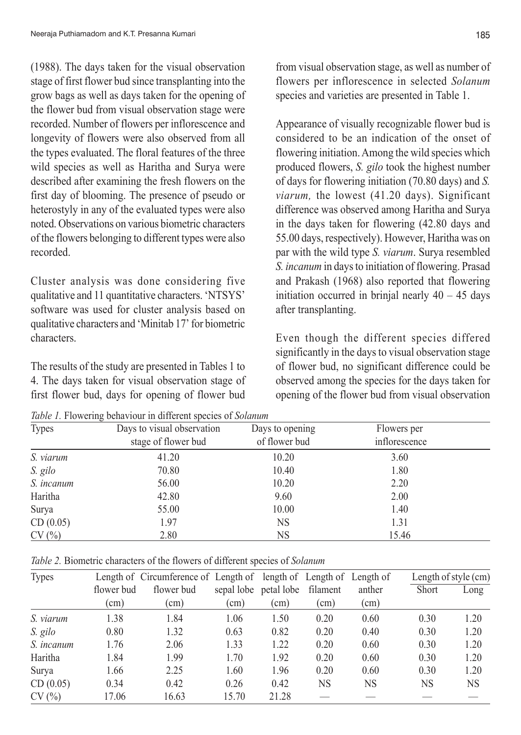(1988). The days taken for the visual observation stage of first flower bud since transplanting into the grow bags as well as days taken for the opening of the flower bud from visual observation stage were recorded. Number of flowers per inflorescence and longevity of flowers were also observed from all the types evaluated. The floral features of the three wild species as well as Haritha and Surya were described after examining the fresh flowers on the first day of blooming. The presence of pseudo or heterostyly in any of the evaluated types were also noted. Observations on various biometric characters of the flowers belonging to different types were also recorded.

Cluster analysis was done considering five qualitative and 11 quantitative characters. 'NTSYS' software was used for cluster analysis based on qualitative characters and 'Minitab 17' for biometric characters.

The results of the study are presented in Tables 1 to 4. The days taken for visual observation stage of first flower bud, days for opening of flower bud from visual observation stage, as well as number of flowers per inflorescence in selected *Solanum* species and varieties are presented in Table 1.

Appearance of visually recognizable flower bud is considered to be an indication of the onset of flowering initiation. Among the wild species which produced flowers, *S. gilo* took the highest number of days for flowering initiation (70.80 days) and *S. viarum,* the lowest (41.20 days). Significant difference was observed among Haritha and Surya in the days taken for flowering (42.80 days and 55.00 days, respectively). However, Haritha was on par with the wild type *S. viarum*. Surya resembled *S. incanum* in days to initiation of flowering. Prasad and Prakash (1968) also reported that flowering initiation occurred in brinjal nearly 40 – 45 days after transplanting.

Even though the different species differed significantly in the days to visual observation stage of flower bud, no significant difference could be observed among the species for the days taken for opening of the flower bud from visual observation

*Table 1.* Flowering behaviour in different species of *Solanum*

| Types | Days to visual observation stage of flower bud | Days to opening of flower bud | Flowers per inflorescence |
|---|---|---|---|
| *S. viarum* | 41.20 | 10.20 | 3.60 |
| *S. gilo* | 70.80 | 10.40 | 1.80 |
| *S. incanum* | 56.00 | 10.20 | 2.20 |
| Haritha | 42.80 | 9.60 | 2.00 |
| Surya | 55.00 | 10.00 | 1.40 |
| CD (0.05) | 1.97 | NS | 1.31 |
| CV (%) | 2.80 | NS | 15.46 |

*Table 2.* Biometric characters of the flowers of different species of *Solanum*

| Types | Length of flower bud (cm) | Circumference of flower bud (cm) | Length of sepal lobe (cm) | length of petal lobe (cm) | Length of filament (cm) | Length of anther (cm) | Length of style (cm) | |
|---|---|---|---|---|---|---|---|---|
| | | | | | | | Short | Long |
| *S. viarum* | 1.38 | 1.84 | 1.06 | 1.50 | 0.20 | 0.60 | 0.30 | 1.20 |
| *S. gilo* | 0.80 | 1.32 | 0.63 | 0.82 | 0.20 | 0.40 | 0.30 | 1.20 |
| *S. incanum* | 1.76 | 2.06 | 1.33 | 1.22 | 0.20 | 0.60 | 0.30 | 1.20 |
| Haritha | 1.84 | 1.99 | 1.70 | 1.92 | 0.20 | 0.60 | 0.30 | 1.20 |
| Surya | 1.66 | 2.25 | 1.60 | 1.96 | 0.20 | 0.60 | 0.30 | 1.20 |
| CD (0.05) | 0.34 | 0.42 | 0.26 | 0.42 | NS | NS | NS | NS |
| CV (%) | 17.06 | 16.63 | 15.70 | 21.28 | — | — | — | — |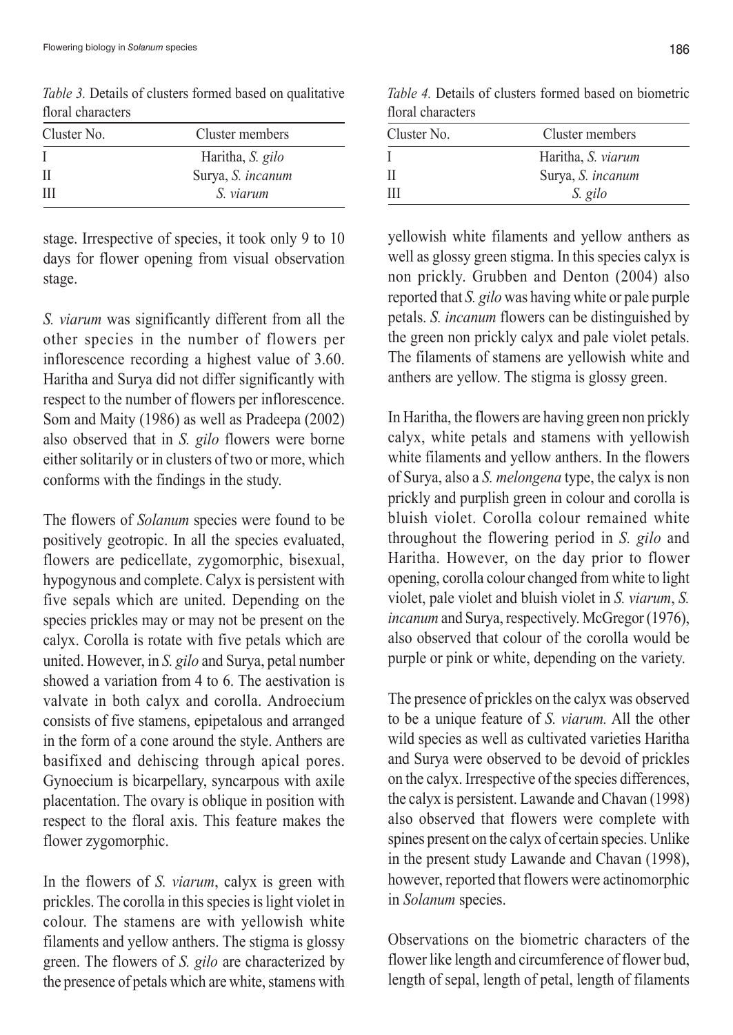*Table 3.* Details of clusters formed based on qualitative floral characters

| Cluster No. | Cluster members |
|---|---|
| I | Haritha, *S. gilo* |
| II | Surya, *S. incanum* |
| III | *S. viarum* |

*Table 4.* Details of clusters formed based on biometric floral characters

| Cluster No. | Cluster members |
|---|---|
| I | Haritha, *S. viarum* |
| II | Surya, *S. incanum* |
| III | *S. gilo* |

stage. Irrespective of species, it took only 9 to 10 days for flower opening from visual observation stage.

*S. viarum* was significantly different from all the other species in the number of flowers per inflorescence recording a highest value of 3.60. Haritha and Surya did not differ significantly with respect to the number of flowers per inflorescence. Som and Maity (1986) as well as Pradeepa (2002) also observed that in *S. gilo* flowers were borne either solitarily or in clusters of two or more, which conforms with the findings in the study.

The flowers of *Solanum* species were found to be positively geotropic. In all the species evaluated, flowers are pedicellate, zygomorphic, bisexual, hypogynous and complete. Calyx is persistent with five sepals which are united. Depending on the species prickles may or may not be present on the calyx. Corolla is rotate with five petals which are united. However, in *S. gilo* and Surya, petal number showed a variation from 4 to 6. The aestivation is valvate in both calyx and corolla. Androecium consists of five stamens, epipetalous and arranged in the form of a cone around the style. Anthers are basifixed and dehiscing through apical pores. Gynoecium is bicarpellary, syncarpous with axile placentation. The ovary is oblique in position with respect to the floral axis. This feature makes the flower zygomorphic.

In the flowers of *S. viarum*, calyx is green with prickles. The corolla in this species is light violet in colour. The stamens are with yellowish white filaments and yellow anthers. The stigma is glossy green. The flowers of *S. gilo* are characterized by the presence of petals which are white, stamens with yellowish white filaments and yellow anthers as well as glossy green stigma. In this species calyx is non prickly. Grubben and Denton (2004) also reported that *S. gilo* was having white or pale purple petals. *S. incanum* flowers can be distinguished by the green non prickly calyx and pale violet petals. The filaments of stamens are yellowish white and anthers are yellow. The stigma is glossy green.

In Haritha, the flowers are having green non prickly calyx, white petals and stamens with yellowish white filaments and yellow anthers. In the flowers of Surya, also a *S. melongena* type, the calyx is non prickly and purplish green in colour and corolla is bluish violet. Corolla colour remained white throughout the flowering period in *S. gilo* and Haritha. However, on the day prior to flower opening, corolla colour changed from white to light violet, pale violet and bluish violet in *S. viarum*, *S. incanum* and Surya, respectively. McGregor (1976), also observed that colour of the corolla would be purple or pink or white, depending on the variety.

The presence of prickles on the calyx was observed to be a unique feature of *S. viarum.* All the other wild species as well as cultivated varieties Haritha and Surya were observed to be devoid of prickles on the calyx. Irrespective of the species differences, the calyx is persistent. Lawande and Chavan (1998) also observed that flowers were complete with spines present on the calyx of certain species. Unlike in the present study Lawande and Chavan (1998), however, reported that flowers were actinomorphic in *Solanum* species.

Observations on the biometric characters of the flower like length and circumference of flower bud, length of sepal, length of petal, length of filaments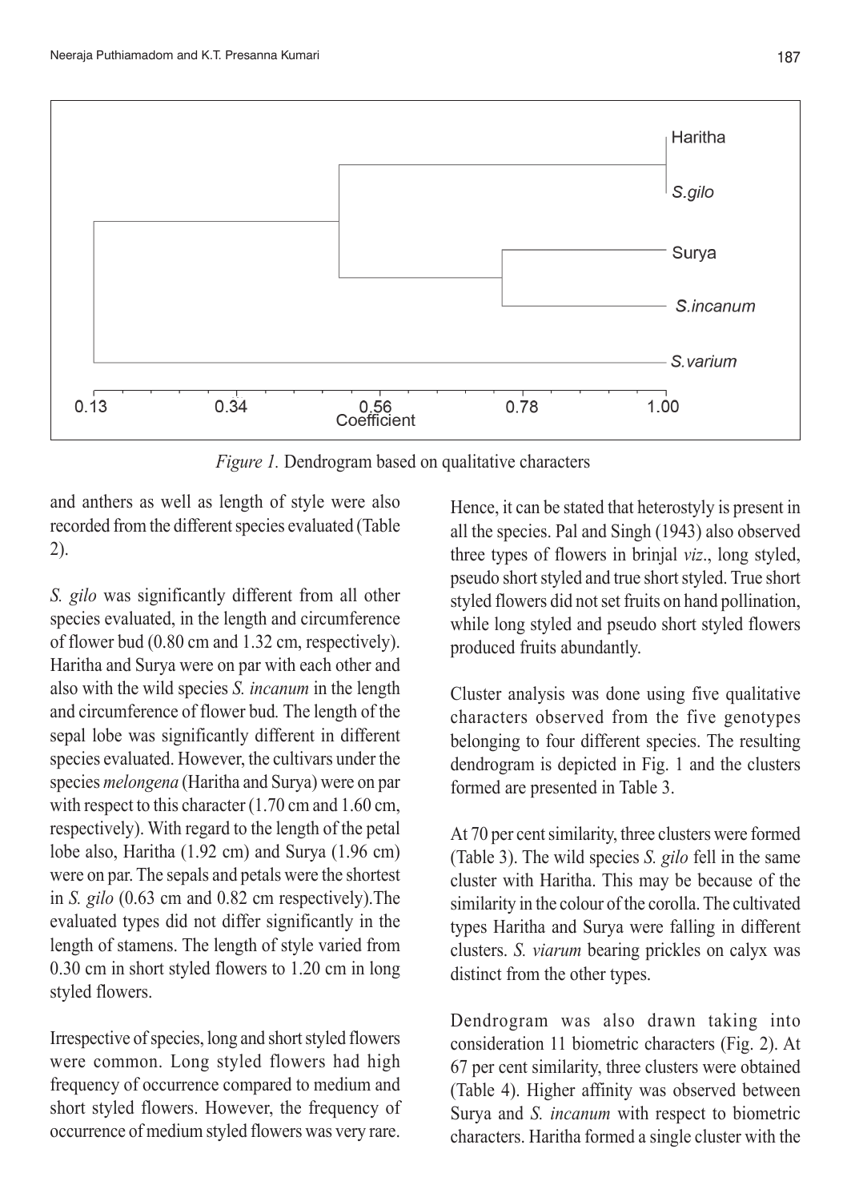*Figure 1.* Dendrogram based on qualitative characters

and anthers as well as length of style were also recorded from the different species evaluated (Table 2).

*S. gilo* was significantly different from all other species evaluated, in the length and circumference of flower bud (0.80 cm and 1.32 cm, respectively). Haritha and Surya were on par with each other and also with the wild species *S. incanum* in the length and circumference of flower bud. The length of the sepal lobe was significantly different in different species evaluated. However, the cultivars under the species *melongena* (Haritha and Surya) were on par with respect to this character (1.70 cm and 1.60 cm, respectively). With regard to the length of the petal lobe also, Haritha (1.92 cm) and Surya (1.96 cm) were on par. The sepals and petals were the shortest in *S. gilo* (0.63 cm and 0.82 cm respectively).The evaluated types did not differ significantly in the length of stamens. The length of style varied from 0.30 cm in short styled flowers to 1.20 cm in long styled flowers.

Irrespective of species, long and short styled flowers were common. Long styled flowers had high frequency of occurrence compared to medium and short styled flowers. However, the frequency of occurrence of medium styled flowers was very rare. Hence, it can be stated that heterostyly is present in all the species. Pal and Singh (1943) also observed three types of flowers in brinjal *viz*., long styled, pseudo short styled and true short styled. True short styled flowers did not set fruits on hand pollination, while long styled and pseudo short styled flowers produced fruits abundantly.

Cluster analysis was done using five qualitative characters observed from the five genotypes belonging to four different species. The resulting dendrogram is depicted in Fig. 1 and the clusters formed are presented in Table 3.

At 70 per cent similarity, three clusters were formed (Table 3). The wild species *S. gilo* fell in the same cluster with Haritha. This may be because of the similarity in the colour of the corolla. The cultivated types Haritha and Surya were falling in different clusters. *S. viarum* bearing prickles on calyx was distinct from the other types.

Dendrogram was also drawn taking into consideration 11 biometric characters (Fig. 2). At 67 per cent similarity, three clusters were obtained (Table 4). Higher affinity was observed between Surya and *S. incanum* with respect to biometric characters. Haritha formed a single cluster with the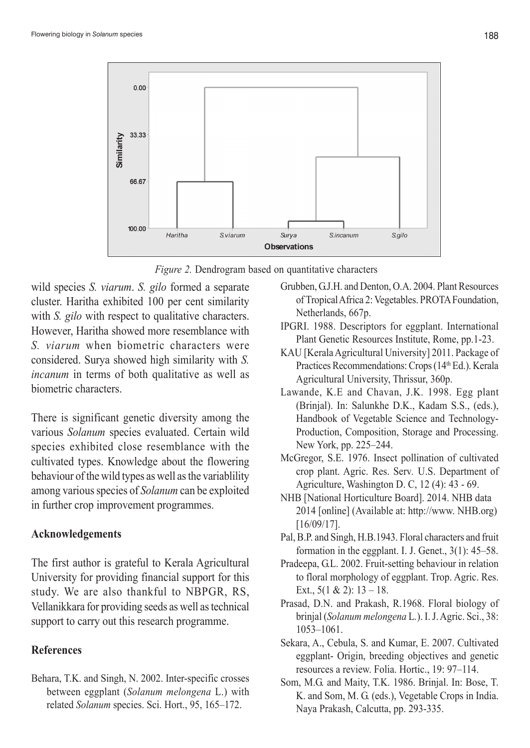0.00

33.33

66.67

100.00

Similarity

Haritha S.viarum Surya S.incanum S.gilo

Observations

*Figure 2.* Dendrogram based on quantitative characters

wild species *S. viarum*. *S. gilo* formed a separate cluster. Haritha exhibited 100 per cent similarity with *S. gilo* with respect to qualitative characters. However, Haritha showed more resemblance with *S. viarum* when biometric characters were considered. Surya showed high similarity with *S. incanum* in terms of both qualitative as well as biometric characters.

There is significant genetic diversity among the various *Solanum* species evaluated. Certain wild species exhibited close resemblance with the cultivated types. Knowledge about the flowering behaviour of the wild types as well as the variablility among various species of *Solanum* can be exploited in further crop improvement programmes.

## Acknowledgements

The first author is grateful to Kerala Agricultural University for providing financial support for this study. We are also thankful to NBPGR, RS, Vellanikkara for providing seeds as well as technical support to carry out this research programme.

## References

Behara, T.K. and Singh, N. 2002. Inter-specific crosses between eggplant (*Solanum melongena* L.) with related *Solanum* species. Sci. Hort., 95, 165–172.

Grubben, G.J.H. and Denton, O.A. 2004. Plant Resources of Tropical Africa 2: Vegetables. PROTA Foundation, Netherlands, 667p.

IPGRI. 1988. Descriptors for eggplant. International Plant Genetic Resources Institute, Rome, pp.1-23.

KAU [Kerala Agricultural University] 2011. Package of Practices Recommendations: Crops (14th Ed.). Kerala Agricultural University, Thrissur, 360p.

Lawande, K.E and Chavan, J.K. 1998. Egg plant (Brinjal). In: Salunkhe D.K., Kadam S.S., (eds.), Handbook of Vegetable Science and Technology-Production, Composition, Storage and Processing. New York, pp. 225–244.

McGregor, S.E. 1976. Insect pollination of cultivated crop plant. Agric. Res. Serv. U.S. Department of Agriculture, Washington D. C, 12 (4): 43 - 69.

NHB [National Horticulture Board]. 2014. NHB data 2014 [online] (Available at: http://www. NHB.org) [16/09/17].

Pal, B.P. and Singh, H.B.1943. Floral characters and fruit formation in the eggplant. I. J. Genet., 3(1): 45–58.

Pradeepa, G.L. 2002. Fruit-setting behaviour in relation to floral morphology of eggplant. Trop. Agric. Res. Ext., 5(1 & 2): 13 – 18.

Prasad, D.N. and Prakash, R.1968. Floral biology of brinjal (*Solanum melongena* L.). I. J. Agric. Sci., 38: 1053–1061.

Sekara, A., Cebula, S. and Kumar, E. 2007. Cultivated eggplant- Origin, breeding objectives and genetic resources a review. Folia. Hortic., 19: 97–114.

Som, M.G. and Maity, T.K. 1986. Brinjal. In: Bose, T. K. and Som, M. G. (eds.), Vegetable Crops in India. Naya Prakash, Calcutta, pp. 293-335.